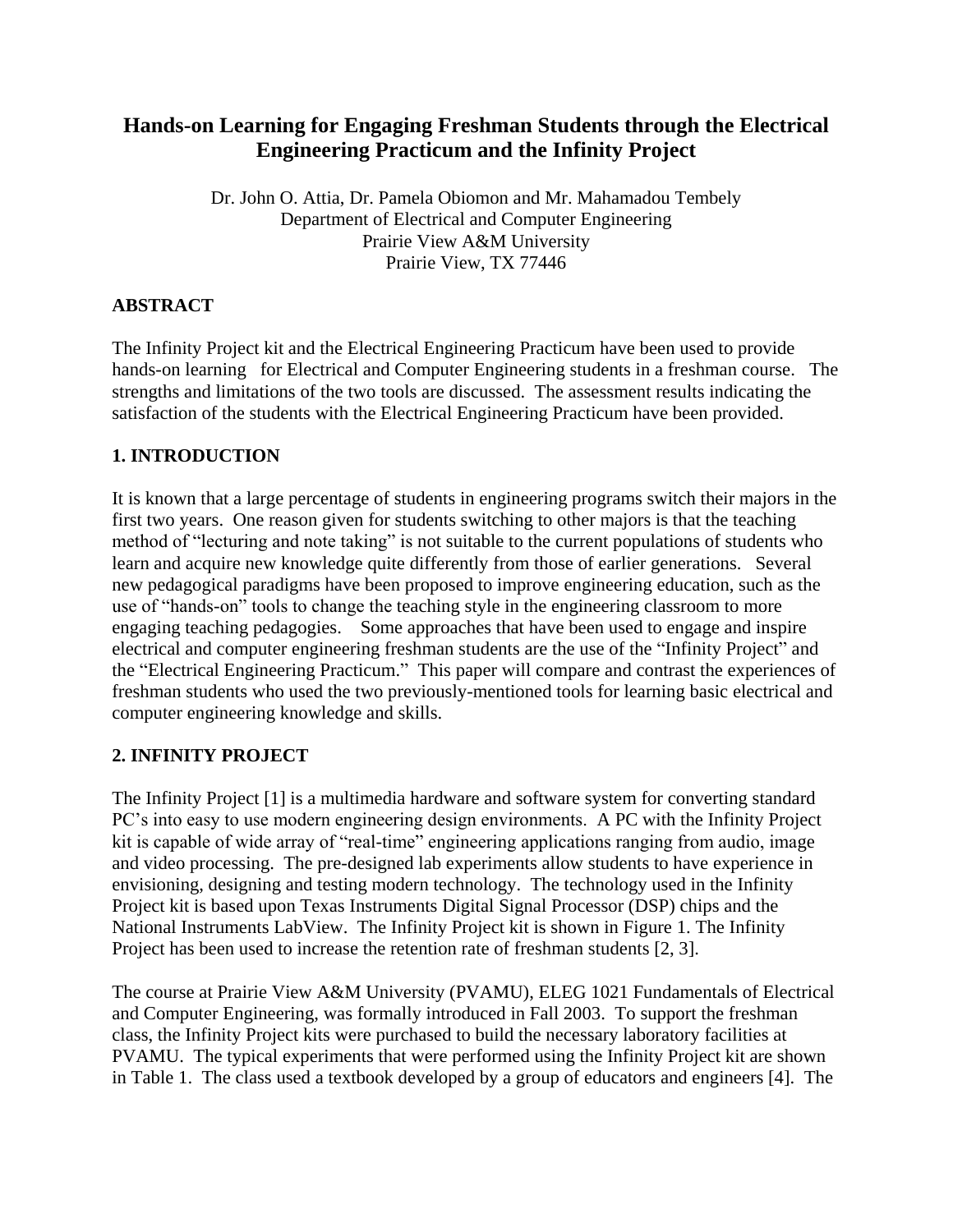# Hands-on Learning for Engaging Freshman Students through the Electrical Engineering Practicum and the Infinity Project

Dr. John O. Attia, Dr. Pamela Obiomon and Mr. Mahamadou Tembely
Department of Electrical and Computer Engineering
Prairie View A&M University
Prairie View, TX 77446

## ABSTRACT

The Infinity Project kit and the Electrical Engineering Practicum have been used to provide hands-on learning for Electrical and Computer Engineering students in a freshman course. The strengths and limitations of the two tools are discussed. The assessment results indicating the satisfaction of the students with the Electrical Engineering Practicum have been provided.

## 1. INTRODUCTION

It is known that a large percentage of students in engineering programs switch their majors in the first two years. One reason given for students switching to other majors is that the teaching method of "lecturing and note taking" is not suitable to the current populations of students who learn and acquire new knowledge quite differently from those of earlier generations. Several new pedagogical paradigms have been proposed to improve engineering education, such as the use of "hands-on" tools to change the teaching style in the engineering classroom to more engaging teaching pedagogies. Some approaches that have been used to engage and inspire electrical and computer engineering freshman students are the use of the "Infinity Project" and the "Electrical Engineering Practicum." This paper will compare and contrast the experiences of freshman students who used the two previously-mentioned tools for learning basic electrical and computer engineering knowledge and skills.

## 2. INFINITY PROJECT

The Infinity Project [1] is a multimedia hardware and software system for converting standard PC's into easy to use modern engineering design environments. A PC with the Infinity Project kit is capable of wide array of "real-time" engineering applications ranging from audio, image and video processing. The pre-designed lab experiments allow students to have experience in envisioning, designing and testing modern technology. The technology used in the Infinity Project kit is based upon Texas Instruments Digital Signal Processor (DSP) chips and the National Instruments LabView. The Infinity Project kit is shown in Figure 1. The Infinity Project has been used to increase the retention rate of freshman students [2, 3].

The course at Prairie View A&M University (PVAMU), ELEG 1021 Fundamentals of Electrical and Computer Engineering, was formally introduced in Fall 2003. To support the freshman class, the Infinity Project kits were purchased to build the necessary laboratory facilities at PVAMU. The typical experiments that were performed using the Infinity Project kit are shown in Table 1. The class used a textbook developed by a group of educators and engineers [4]. The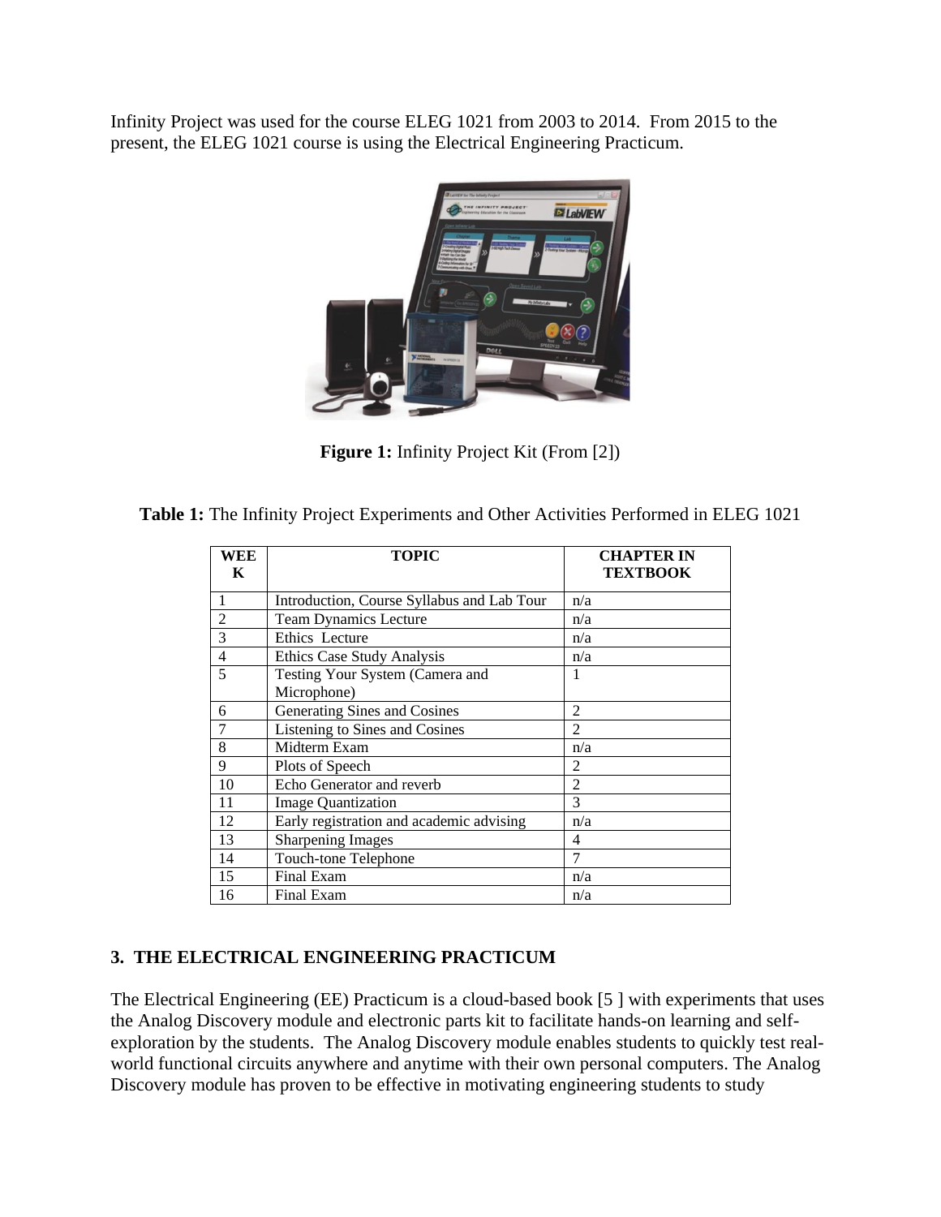Infinity Project was used for the course ELEG 1021 from 2003 to 2014. From 2015 to the present, the ELEG 1021 course is using the Electrical Engineering Practicum.

**Figure 1:** Infinity Project Kit (From [2])

**Table 1:** The Infinity Project Experiments and Other Activities Performed in ELEG 1021

| WEEK | TOPIC | CHAPTER IN TEXTBOOK |
|---|---|---|
| 1 | Introduction, Course Syllabus and Lab Tour | n/a |
| 2 | Team Dynamics Lecture | n/a |
| 3 | Ethics Lecture | n/a |
| 4 | Ethics Case Study Analysis | n/a |
| 5 | Testing Your System (Camera and Microphone) | 1 |
| 6 | Generating Sines and Cosines | 2 |
| 7 | Listening to Sines and Cosines | 2 |
| 8 | Midterm Exam | n/a |
| 9 | Plots of Speech | 2 |
| 10 | Echo Generator and reverb | 2 |
| 11 | Image Quantization | 3 |
| 12 | Early registration and academic advising | n/a |
| 13 | Sharpening Images | 4 |
| 14 | Touch-tone Telephone | 7 |
| 15 | Final Exam | n/a |
| 16 | Final Exam | n/a |

## 3. THE ELECTRICAL ENGINEERING PRACTICUM

The Electrical Engineering (EE) Practicum is a cloud-based book [5 ] with experiments that uses the Analog Discovery module and electronic parts kit to facilitate hands-on learning and self-exploration by the students. The Analog Discovery module enables students to quickly test real-world functional circuits anywhere and anytime with their own personal computers. The Analog Discovery module has proven to be effective in motivating engineering students to study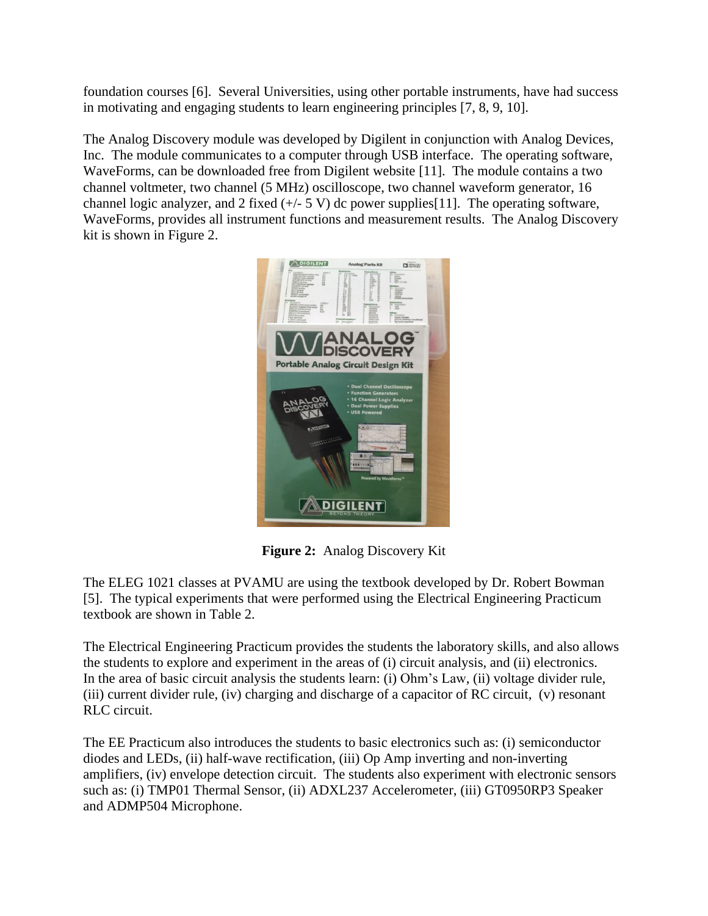foundation courses [6]. Several Universities, using other portable instruments, have had success in motivating and engaging students to learn engineering principles [7, 8, 9, 10].

The Analog Discovery module was developed by Digilent in conjunction with Analog Devices, Inc. The module communicates to a computer through USB interface. The operating software, WaveForms, can be downloaded free from Digilent website [11]. The module contains a two channel voltmeter, two channel (5 MHz) oscilloscope, two channel waveform generator, 16 channel logic analyzer, and 2 fixed (+/- 5 V) dc power supplies[11]. The operating software, WaveForms, provides all instrument functions and measurement results. The Analog Discovery kit is shown in Figure 2.

**Figure 2:** Analog Discovery Kit

The ELEG 1021 classes at PVAMU are using the textbook developed by Dr. Robert Bowman [5]. The typical experiments that were performed using the Electrical Engineering Practicum textbook are shown in Table 2.

The Electrical Engineering Practicum provides the students the laboratory skills, and also allows the students to explore and experiment in the areas of (i) circuit analysis, and (ii) electronics. In the area of basic circuit analysis the students learn: (i) Ohm's Law, (ii) voltage divider rule, (iii) current divider rule, (iv) charging and discharge of a capacitor of RC circuit, (v) resonant RLC circuit.

The EE Practicum also introduces the students to basic electronics such as: (i) semiconductor diodes and LEDs, (ii) half-wave rectification, (iii) Op Amp inverting and non-inverting amplifiers, (iv) envelope detection circuit. The students also experiment with electronic sensors such as: (i) TMP01 Thermal Sensor, (ii) ADXL237 Accelerometer, (iii) GT0950RP3 Speaker and ADMP504 Microphone.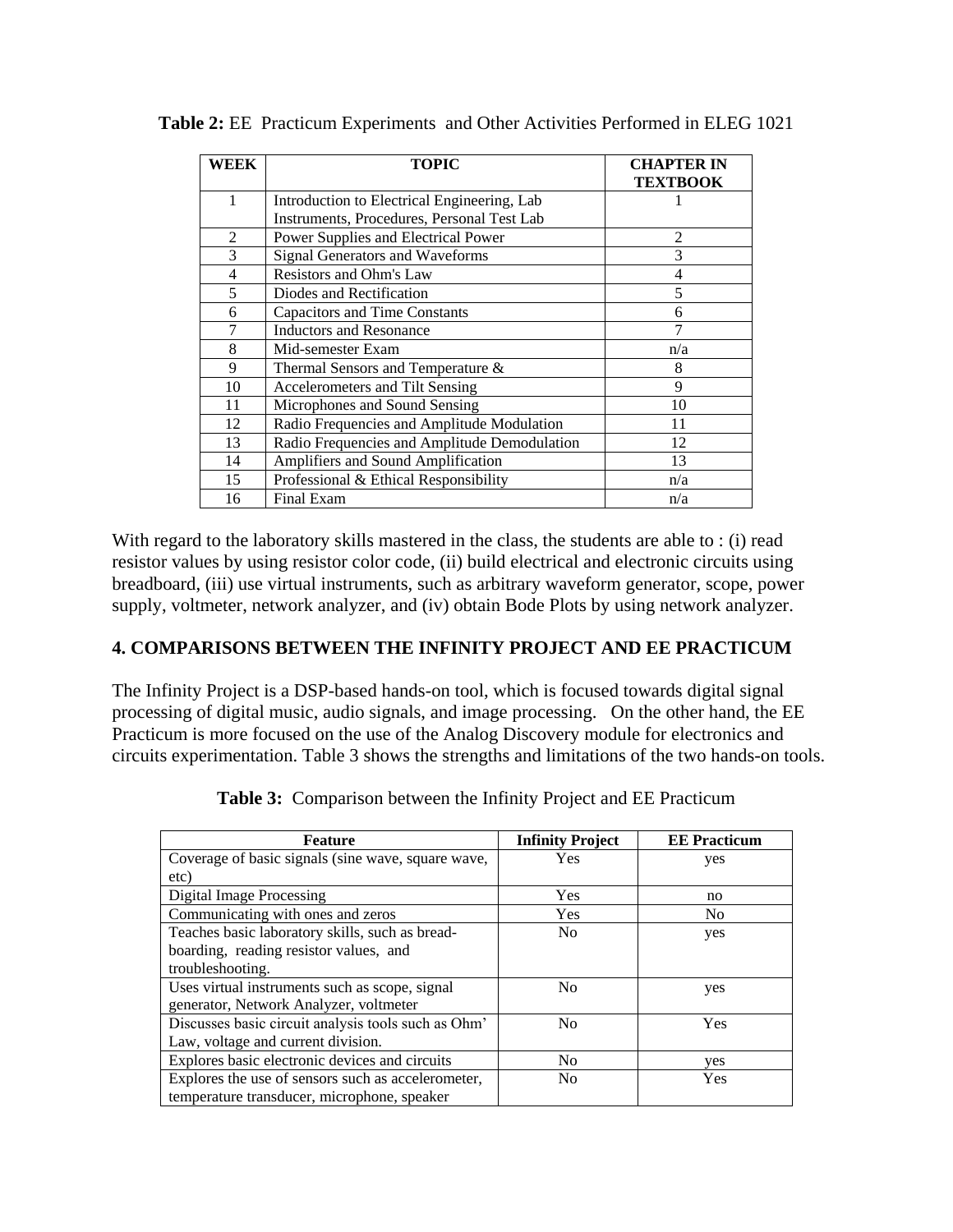**Table 2:** EE Practicum Experiments and Other Activities Performed in ELEG 1021

| WEEK | TOPIC | CHAPTER IN TEXTBOOK |
|---|---|---|
| 1 | Introduction to Electrical Engineering, Lab Instruments, Procedures, Personal Test Lab | 1 |
| 2 | Power Supplies and Electrical Power | 2 |
| 3 | Signal Generators and Waveforms | 3 |
| 4 | Resistors and Ohm's Law | 4 |
| 5 | Diodes and Rectification | 5 |
| 6 | Capacitors and Time Constants | 6 |
| 7 | Inductors and Resonance | 7 |
| 8 | Mid-semester Exam | n/a |
| 9 | Thermal Sensors and Temperature & | 8 |
| 10 | Accelerometers and Tilt Sensing | 9 |
| 11 | Microphones and Sound Sensing | 10 |
| 12 | Radio Frequencies and Amplitude Modulation | 11 |
| 13 | Radio Frequencies and Amplitude Demodulation | 12 |
| 14 | Amplifiers and Sound Amplification | 13 |
| 15 | Professional & Ethical Responsibility | n/a |
| 16 | Final Exam | n/a |

With regard to the laboratory skills mastered in the class, the students are able to : (i) read resistor values by using resistor color code, (ii) build electrical and electronic circuits using breadboard, (iii) use virtual instruments, such as arbitrary waveform generator, scope, power supply, voltmeter, network analyzer, and (iv) obtain Bode Plots by using network analyzer.

## 4. COMPARISONS BETWEEN THE INFINITY PROJECT AND EE PRACTICUM

The Infinity Project is a DSP-based hands-on tool, which is focused towards digital signal processing of digital music, audio signals, and image processing. On the other hand, the EE Practicum is more focused on the use of the Analog Discovery module for electronics and circuits experimentation. Table 3 shows the strengths and limitations of the two hands-on tools.

**Table 3:** Comparison between the Infinity Project and EE Practicum

| Feature | Infinity Project | EE Practicum |
|---|---|---|
| Coverage of basic signals (sine wave, square wave, etc) | Yes | yes |
| Digital Image Processing | Yes | no |
| Communicating with ones and zeros | Yes | No |
| Teaches basic laboratory skills, such as bread-boarding, reading resistor values, and troubleshooting. | No | yes |
| Uses virtual instruments such as scope, signal generator, Network Analyzer, voltmeter | No | yes |
| Discusses basic circuit analysis tools such as Ohm' Law, voltage and current division. | No | Yes |
| Explores basic electronic devices and circuits | No | yes |
| Explores the use of sensors such as accelerometer, temperature transducer, microphone, speaker | No | Yes |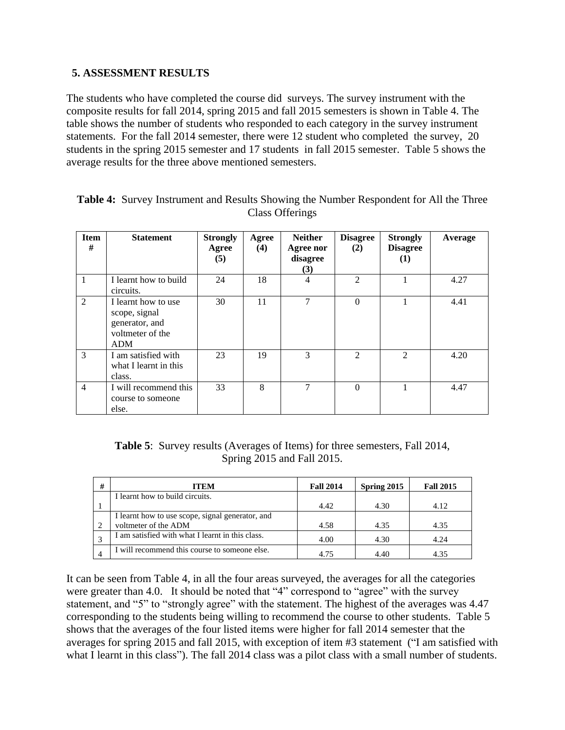## 5. ASSESSMENT RESULTS

The students who have completed the course did surveys. The survey instrument with the composite results for fall 2014, spring 2015 and fall 2015 semesters is shown in Table 4. The table shows the number of students who responded to each category in the survey instrument statements. For the fall 2014 semester, there were 12 student who completed the survey, 20 students in the spring 2015 semester and 17 students in fall 2015 semester. Table 5 shows the average results for the three above mentioned semesters.

**Table 4:** Survey Instrument and Results Showing the Number Respondent for All the Three Class Offerings

| Item # | Statement | Strongly Agree (5) | Agree (4) | Neither Agree nor disagree (3) | Disagree (2) | Strongly Disagree (1) | Average |
|---|---|---|---|---|---|---|---|
| 1 | I learnt how to build circuits. | 24 | 18 | 4 | 2 | 1 | 4.27 |
| 2 | I learnt how to use scope, signal generator, and voltmeter of the ADM | 30 | 11 | 7 | 0 | 1 | 4.41 |
| 3 | I am satisfied with what I learnt in this class. | 23 | 19 | 3 | 2 | 2 | 4.20 |
| 4 | I will recommend this course to someone else. | 33 | 8 | 7 | 0 | 1 | 4.47 |

**Table 5**: Survey results (Averages of Items) for three semesters, Fall 2014, Spring 2015 and Fall 2015.

| # | ITEM | Fall 2014 | Spring 2015 | Fall 2015 |
|---|---|---|---|---|
| 1 | I learnt how to build circuits. | 4.42 | 4.30 | 4.12 |
| 2 | I learnt how to use scope, signal generator, and voltmeter of the ADM | 4.58 | 4.35 | 4.35 |
| 3 | I am satisfied with what I learnt in this class. | 4.00 | 4.30 | 4.24 |
| 4 | I will recommend this course to someone else. | 4.75 | 4.40 | 4.35 |

It can be seen from Table 4, in all the four areas surveyed, the averages for all the categories were greater than 4.0. It should be noted that "4" correspond to "agree" with the survey statement, and "5" to "strongly agree" with the statement. The highest of the averages was 4.47 corresponding to the students being willing to recommend the course to other students. Table 5 shows that the averages of the four listed items were higher for fall 2014 semester that the averages for spring 2015 and fall 2015, with exception of item #3 statement ("I am satisfied with what I learnt in this class"). The fall 2014 class was a pilot class with a small number of students.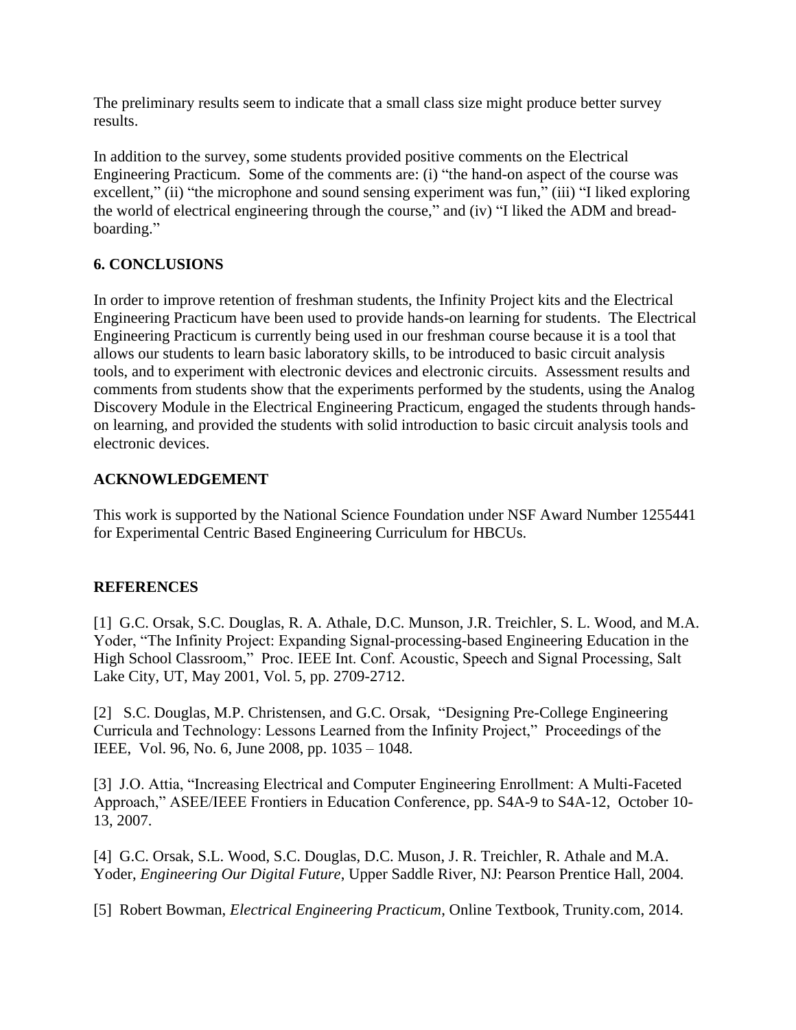The preliminary results seem to indicate that a small class size might produce better survey results.

In addition to the survey, some students provided positive comments on the Electrical Engineering Practicum. Some of the comments are: (i) "the hand-on aspect of the course was excellent," (ii) "the microphone and sound sensing experiment was fun," (iii) "I liked exploring the world of electrical engineering through the course," and (iv) "I liked the ADM and bread-boarding."

## 6. CONCLUSIONS

In order to improve retention of freshman students, the Infinity Project kits and the Electrical Engineering Practicum have been used to provide hands-on learning for students. The Electrical Engineering Practicum is currently being used in our freshman course because it is a tool that allows our students to learn basic laboratory skills, to be introduced to basic circuit analysis tools, and to experiment with electronic devices and electronic circuits. Assessment results and comments from students show that the experiments performed by the students, using the Analog Discovery Module in the Electrical Engineering Practicum, engaged the students through hands-on learning, and provided the students with solid introduction to basic circuit analysis tools and electronic devices.

## ACKNOWLEDGEMENT

This work is supported by the National Science Foundation under NSF Award Number 1255441 for Experimental Centric Based Engineering Curriculum for HBCUs.

## REFERENCES

[1] G.C. Orsak, S.C. Douglas, R. A. Athale, D.C. Munson, J.R. Treichler, S. L. Wood, and M.A. Yoder, "The Infinity Project: Expanding Signal-processing-based Engineering Education in the High School Classroom," Proc. IEEE Int. Conf. Acoustic, Speech and Signal Processing, Salt Lake City, UT, May 2001, Vol. 5, pp. 2709-2712.

[2] S.C. Douglas, M.P. Christensen, and G.C. Orsak, "Designing Pre-College Engineering Curricula and Technology: Lessons Learned from the Infinity Project," Proceedings of the IEEE, Vol. 96, No. 6, June 2008, pp. 1035 – 1048.

[3] J.O. Attia, "Increasing Electrical and Computer Engineering Enrollment: A Multi-Faceted Approach," ASEE/IEEE Frontiers in Education Conference, pp. S4A-9 to S4A-12, October 10-13, 2007.

[4] G.C. Orsak, S.L. Wood, S.C. Douglas, D.C. Muson, J. R. Treichler, R. Athale and M.A. Yoder, *Engineering Our Digital Future*, Upper Saddle River, NJ: Pearson Prentice Hall, 2004.

[5] Robert Bowman, *Electrical Engineering Practicum*, Online Textbook, Trunity.com, 2014.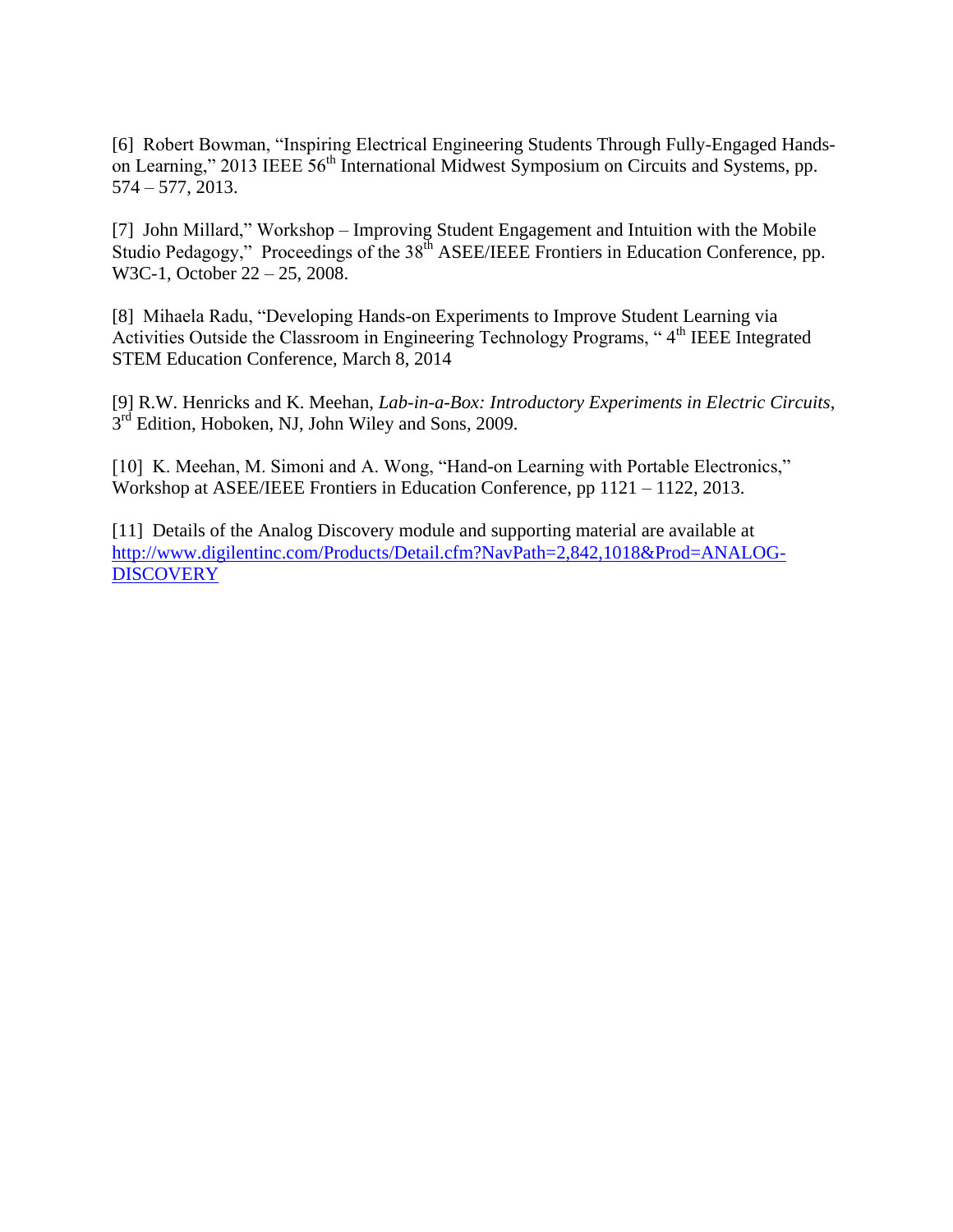[6] Robert Bowman, "Inspiring Electrical Engineering Students Through Fully-Engaged Hands-on Learning," 2013 IEEE 56th International Midwest Symposium on Circuits and Systems, pp. 574 – 577, 2013.

[7] John Millard," Workshop – Improving Student Engagement and Intuition with the Mobile Studio Pedagogy," Proceedings of the 38th ASEE/IEEE Frontiers in Education Conference, pp. W3C-1, October 22 – 25, 2008.

[8] Mihaela Radu, "Developing Hands-on Experiments to Improve Student Learning via Activities Outside the Classroom in Engineering Technology Programs, " 4th IEEE Integrated STEM Education Conference, March 8, 2014

[9] R.W. Henricks and K. Meehan, *Lab-in-a-Box: Introductory Experiments in Electric Circuits*, 3rd Edition, Hoboken, NJ, John Wiley and Sons, 2009.

[10] K. Meehan, M. Simoni and A. Wong, "Hand-on Learning with Portable Electronics," Workshop at ASEE/IEEE Frontiers in Education Conference, pp 1121 – 1122, 2013.

[11] Details of the Analog Discovery module and supporting material are available at http://www.digilentinc.com/Products/Detail.cfm?NavPath=2,842,1018&Prod=ANALOG-DISCOVERY